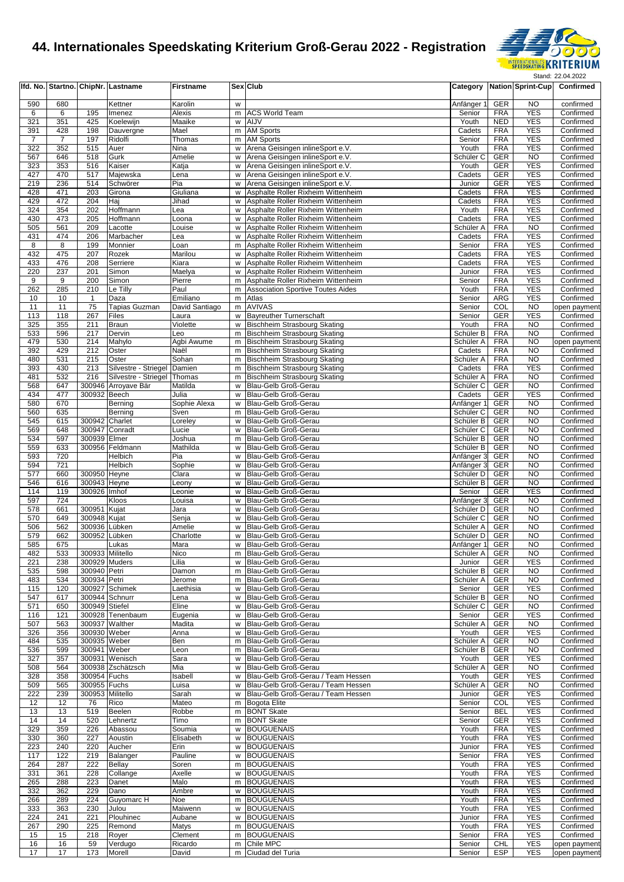# 44. Internationales Speedskating Kriterium Groß-Gerau 2022 - Registration

Stand: 22.04.2022

| lfd. No. | Startno. | ChipNr. | Lastname | Firstname | Sex | Club | Category | Nation | Sprint-Cup | Confirmed |
|---|---|---|---|---|---|---|---|---|---|---|
| 590 | 680 | | Kettner | Karolin | w | | Anfänger 1 | GER | NO | confirmed |
| 6 | 6 | 195 | Imenez | Alexis | m | ACS World Team | Senior | FRA | YES | Confirmed |
| 321 | 351 | 425 | Koelewijn | Maaike | w | AIJV | Youth | NED | YES | Confirmed |
| 391 | 428 | 198 | Dauvergne | Mael | m | AM Sports | Cadets | FRA | YES | Confirmed |
| 7 | 7 | 197 | Ridolfi | Thomas | m | AM Sports | Senior | FRA | YES | Confirmed |
| 322 | 352 | 515 | Auer | Nina | w | Arena Geisingen inlineSport e.V. | Youth | FRA | YES | Confirmed |
| 567 | 646 | 518 | Gurk | Amelie | w | Arena Geisingen inlineSport e.V. | Schüler C | GER | NO | Confirmed |
| 323 | 353 | 516 | Kaiser | Katja | w | Arena Geisingen inlineSport e.V. | Youth | GER | YES | Confirmed |
| 427 | 470 | 517 | Majewska | Lena | w | Arena Geisingen inlineSport e.V. | Cadets | GER | YES | Confirmed |
| 219 | 236 | 514 | Schwörer | Pia | w | Arena Geisingen inlineSport e.V. | Junior | GER | YES | Confirmed |
| 428 | 471 | 203 | Girona | Giuliana | w | Asphalte Roller Rixheim Wittenheim | Cadets | FRA | YES | Confirmed |
| 429 | 472 | 204 | Haj | Jihad | w | Asphalte Roller Rixheim Wittenheim | Cadets | FRA | YES | Confirmed |
| 324 | 354 | 202 | Hoffmann | Lea | w | Asphalte Roller Rixheim Wittenheim | Youth | FRA | YES | Confirmed |
| 430 | 473 | 205 | Hoffmann | Loona | w | Asphalte Roller Rixheim Wittenheim | Cadets | FRA | YES | Confirmed |
| 505 | 561 | 209 | Lacotte | Louise | w | Asphalte Roller Rixheim Wittenheim | Schüler A | FRA | NO | Confirmed |
| 431 | 474 | 206 | Marbacher | Lea | w | Asphalte Roller Rixheim Wittenheim | Cadets | FRA | YES | Confirmed |
| 8 | 8 | 199 | Monnier | Loan | m | Asphalte Roller Rixheim Wittenheim | Senior | FRA | YES | Confirmed |
| 432 | 475 | 207 | Rozek | Marilou | w | Asphalte Roller Rixheim Wittenheim | Cadets | FRA | YES | Confirmed |
| 433 | 476 | 208 | Serriere | Kiara | w | Asphalte Roller Rixheim Wittenheim | Cadets | FRA | YES | Confirmed |
| 220 | 237 | 201 | Simon | Maelya | w | Asphalte Roller Rixheim Wittenheim | Junior | FRA | YES | Confirmed |
| 9 | 9 | 200 | Simon | Pierre | m | Asphalte Roller Rixheim Wittenheim | Senior | FRA | YES | Confirmed |
| 262 | 285 | 210 | Le Tilly | Paul | m | Association Sportive Toutes Aides | Youth | FRA | YES | Confirmed |
| 10 | 10 | 1 | Daza | Emiliano | m | Atlas | Senior | ARG | YES | Confirmed |
| 11 | 11 | 75 | Tapias Guzman | David Santiago | m | AVIVAS | Senior | COL | NO | open payment |
| 113 | 118 | 267 | Files | Laura | w | Bayreuther Turnerschaft | Senior | GER | YES | Confirmed |
| 325 | 355 | 211 | Braun | Violette | w | Bischheim Strasbourg Skating | Youth | FRA | NO | Confirmed |
| 533 | 596 | 217 | Dervin | Leo | m | Bischheim Strasbourg Skating | Schüler B | FRA | NO | Confirmed |
| 479 | 530 | 214 | Mahylo | Agbi Awume | m | Bischheim Strasbourg Skating | Schüler A | FRA | NO | open payment |
| 392 | 429 | 212 | Oster | Naël | m | Bischheim Strasbourg Skating | Cadets | FRA | NO | Confirmed |
| 480 | 531 | 215 | Oster | Sohan | m | Bischheim Strasbourg Skating | Schüler A | FRA | NO | Confirmed |
| 393 | 430 | 213 | Silvestre - Striegel | Damien | m | Bischheim Strasbourg Skating | Cadets | FRA | YES | Confirmed |
| 481 | 532 | 216 | Silvestre - Striegel | Thomas | m | Bischheim Strasbourg Skating | Schüler A | FRA | NO | Confirmed |
| 568 | 647 | 300946 | Arroyave Bär | Matilda | w | Blau-Gelb Groß-Gerau | Schüler C | GER | NO | Confirmed |
| 434 | 477 | 300932 | Beech | Julia | w | Blau-Gelb Groß-Gerau | Cadets | GER | YES | Confirmed |
| 580 | 670 | | Berning | Sophie Alexa | w | Blau-Gelb Groß-Gerau | Anfänger 1 | GER | NO | Confirmed |
| 560 | 635 | | Berning | Sven | m | Blau-Gelb Groß-Gerau | Schüler C | GER | NO | Confirmed |
| 545 | 615 | 300942 | Charlet | Loreley | w | Blau-Gelb Groß-Gerau | Schüler B | GER | NO | Confirmed |
| 569 | 648 | 300947 | Conradt | Lucie | w | Blau-Gelb Groß-Gerau | Schüler C | GER | NO | Confirmed |
| 534 | 597 | 300939 | Elmer | Joshua | m | Blau-Gelb Groß-Gerau | Schüler B | GER | NO | Confirmed |
| 559 | 633 | 300956 | Feldmann | Mathilda | w | Blau-Gelb Groß-Gerau | Schüler B | GER | NO | Confirmed |
| 593 | 720 | | Helbich | Pia | w | Blau-Gelb Groß-Gerau | Anfänger 3 | GER | NO | Confirmed |
| 594 | 721 | | Helbich | Sophie | w | Blau-Gelb Groß-Gerau | Anfänger 3 | GER | NO | Confirmed |
| 577 | 660 | 300950 | Heyne | Clara | w | Blau-Gelb Groß-Gerau | Schüler D | GER | NO | Confirmed |
| 546 | 616 | 300943 | Heyne | Leony | w | Blau-Gelb Groß-Gerau | Schüler B | GER | NO | Confirmed |
| 114 | 119 | 300926 | Imhof | Leonie | w | Blau-Gelb Groß-Gerau | Senior | GER | YES | Confirmed |
| 597 | 724 | | Kloos | Louisa | w | Blau-Gelb Groß-Gerau | Anfänger 3 | GER | NO | Confirmed |
| 578 | 661 | 300951 | Kujat | Jara | w | Blau-Gelb Groß-Gerau | Schüler D | GER | NO | Confirmed |
| 570 | 649 | 300948 | Kujat | Senja | w | Blau-Gelb Groß-Gerau | Schüler C | GER | NO | Confirmed |
| 506 | 562 | 300936 | Lübken | Amelie | w | Blau-Gelb Groß-Gerau | Schüler A | GER | NO | Confirmed |
| 579 | 662 | 300952 | Lübken | Charlotte | w | Blau-Gelb Groß-Gerau | Schüler D | GER | NO | Confirmed |
| 585 | 675 | | Lukas | Mara | w | Blau-Gelb Groß-Gerau | Anfänger 1 | GER | NO | Confirmed |
| 482 | 533 | 300933 | Militello | Nico | m | Blau-Gelb Groß-Gerau | Schüler A | GER | NO | Confirmed |
| 221 | 238 | 300929 | Muders | Lilia | w | Blau-Gelb Groß-Gerau | Junior | GER | YES | Confirmed |
| 535 | 598 | 300940 | Petri | Damon | m | Blau-Gelb Groß-Gerau | Schüler B | GER | NO | Confirmed |
| 483 | 534 | 300934 | Petri | Jerome | m | Blau-Gelb Groß-Gerau | Schüler A | GER | NO | Confirmed |
| 115 | 120 | 300927 | Schimek | Laethisia | w | Blau-Gelb Groß-Gerau | Senior | GER | YES | Confirmed |
| 547 | 617 | 300944 | Schnurr | Lena | w | Blau-Gelb Groß-Gerau | Schüler B | GER | NO | Confirmed |
| 571 | 650 | 300949 | Stiefel | Eline | w | Blau-Gelb Groß-Gerau | Schüler C | GER | NO | Confirmed |
| 116 | 121 | 300928 | Tenenbaum | Eugenia | w | Blau-Gelb Groß-Gerau | Senior | GER | YES | Confirmed |
| 507 | 563 | 300937 | Walther | Madita | w | Blau-Gelb Groß-Gerau | Schüler A | GER | NO | Confirmed |
| 326 | 356 | 300930 | Weber | Anna | w | Blau-Gelb Groß-Gerau | Youth | GER | YES | Confirmed |
| 484 | 535 | 300935 | Weber | Ben | m | Blau-Gelb Groß-Gerau | Schüler A | GER | NO | Confirmed |
| 536 | 599 | 300941 | Weber | Leon | m | Blau-Gelb Groß-Gerau | Schüler B | GER | NO | Confirmed |
| 327 | 357 | 300931 | Wenisch | Sara | w | Blau-Gelb Groß-Gerau | Youth | GER | YES | Confirmed |
| 508 | 564 | 300938 | Zschätzsch | Mia | w | Blau-Gelb Groß-Gerau | Schüler A | GER | NO | Confirmed |
| 328 | 358 | 300954 | Fuchs | Isabell | w | Blau-Gelb Groß-Gerau / Team Hessen | Youth | GER | YES | Confirmed |
| 509 | 565 | 300955 | Fuchs | Luisa | w | Blau-Gelb Groß-Gerau / Team Hessen | Schüler A | GER | NO | Confirmed |
| 222 | 239 | 300953 | Militello | Sarah | w | Blau-Gelb Groß-Gerau / Team Hessen | Junior | GER | YES | Confirmed |
| 12 | 12 | 76 | Rico | Mateo | m | Bogota Elite | Senior | COL | YES | Confirmed |
| 13 | 13 | 519 | Beelen | Robbe | m | BONT Skate | Senior | BEL | YES | Confirmed |
| 14 | 14 | 520 | Lehnertz | Timo | m | BONT Skate | Senior | GER | YES | Confirmed |
| 329 | 359 | 226 | Abassou | Soumia | w | BOUGUENAIS | Youth | FRA | YES | Confirmed |
| 330 | 360 | 227 | Aoustin | Elisabeth | w | BOUGUENAIS | Youth | FRA | YES | Confirmed |
| 223 | 240 | 220 | Aucher | Erin | w | BOUGUENAIS | Junior | FRA | YES | Confirmed |
| 117 | 122 | 219 | Balanger | Pauline | w | BOUGUENAIS | Senior | FRA | YES | Confirmed |
| 264 | 287 | 222 | Bellay | Soren | m | BOUGUENAIS | Youth | FRA | YES | Confirmed |
| 331 | 361 | 228 | Collange | Axelle | w | BOUGUENAIS | Youth | FRA | YES | Confirmed |
| 265 | 288 | 223 | Danet | Malo | m | BOUGUENAIS | Youth | FRA | YES | Confirmed |
| 332 | 362 | 229 | Dano | Ambre | w | BOUGUENAIS | Youth | FRA | YES | Confirmed |
| 266 | 289 | 224 | Guyomarc H | Noe | m | BOUGUENAIS | Youth | FRA | YES | Confirmed |
| 333 | 363 | 230 | Julou | Maiwenn | w | BOUGUENAIS | Youth | FRA | YES | Confirmed |
| 224 | 241 | 221 | Plouhinec | Aubane | w | BOUGUENAIS | Junior | FRA | YES | Confirmed |
| 267 | 290 | 225 | Remond | Matys | m | BOUGUENAIS | Youth | FRA | YES | Confirmed |
| 15 | 15 | 218 | Royer | Clement | m | BOUGUENAIS | Senior | FRA | YES | Confirmed |
| 16 | 16 | 59 | Verdugo | Ricardo | m | Chile MPC | Senior | CHL | YES | open payment |
| 17 | 17 | 173 | Morell | David | m | Ciudad del Turia | Senior | ESP | YES | open payment |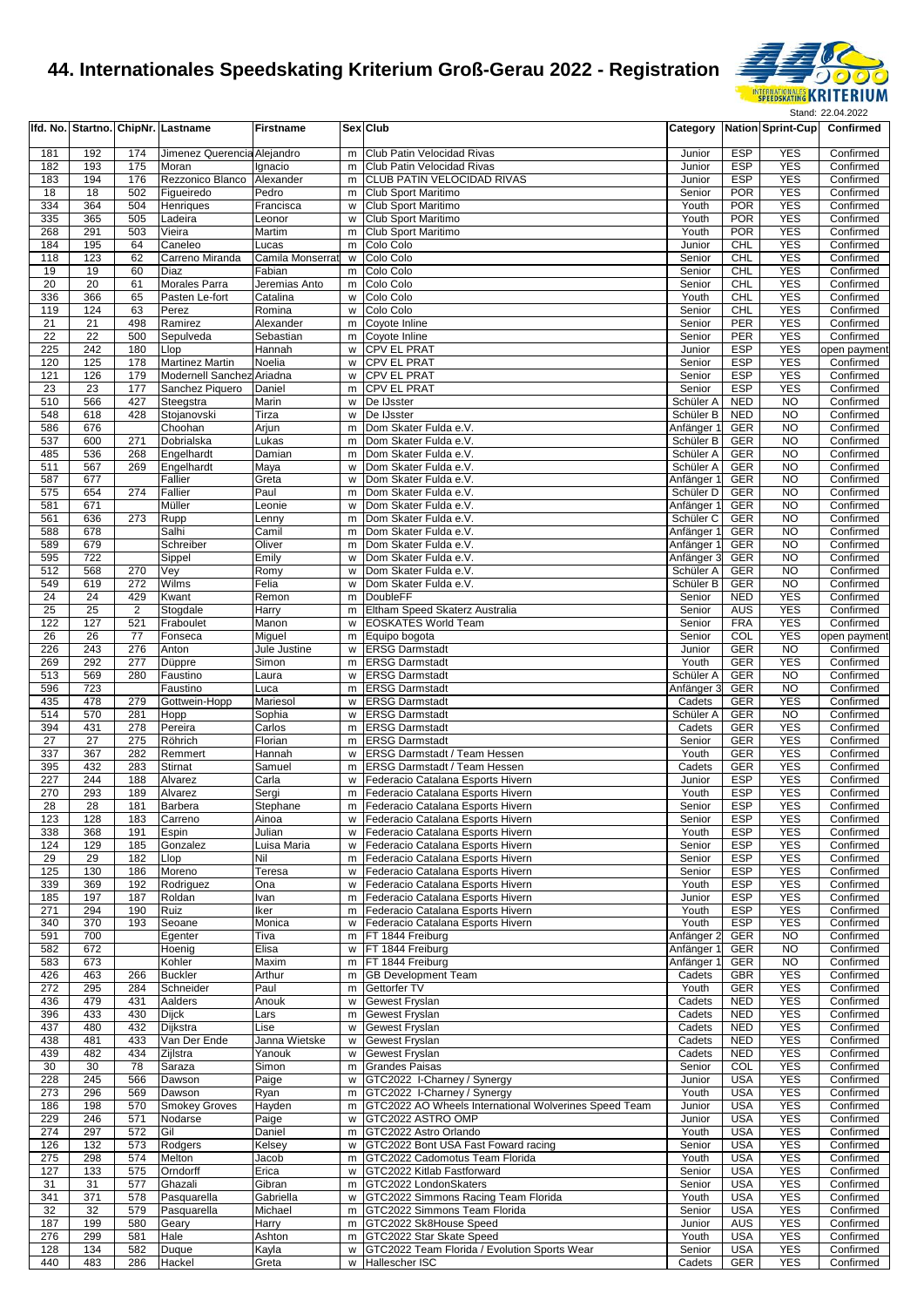# 44. Internationales Speedskating Kriterium Groß-Gerau 2022 - Registration

Stand: 22.04.2022

| lfd. No. | Startno. | ChipNr. | Lastname | Firstname | Sex | Club | Category | Nation | Sprint-Cup | Confirmed |
|---|---|---|---|---|---|---|---|---|---|---|
| 181 | 192 | 174 | Jimenez Querencia | Alejandro | m | Club Patin Velocidad Rivas | Junior | ESP | YES | Confirmed |
| 182 | 193 | 175 | Moran | Ignacio | m | Club Patin Velocidad Rivas | Junior | ESP | YES | Confirmed |
| 183 | 194 | 176 | Rezzonico Blanco | Alexander | m | CLUB PATIN VELOCIDAD RIVAS | Junior | ESP | YES | Confirmed |
| 18 | 18 | 502 | Figueiredo | Pedro | m | Club Sport Maritimo | Senior | POR | YES | Confirmed |
| 334 | 364 | 504 | Henriques | Francisca | w | Club Sport Maritimo | Youth | POR | YES | Confirmed |
| 335 | 365 | 505 | Ladeira | Leonor | w | Club Sport Maritimo | Youth | POR | YES | Confirmed |
| 268 | 291 | 503 | Vieira | Martim | m | Club Sport Maritimo | Youth | POR | YES | Confirmed |
| 184 | 195 | 64 | Caneleo | Lucas | m | Colo Colo | Junior | CHL | YES | Confirmed |
| 118 | 123 | 62 | Carreno Miranda | Camila Monserrat | w | Colo Colo | Senior | CHL | YES | Confirmed |
| 19 | 19 | 60 | Diaz | Fabian | m | Colo Colo | Senior | CHL | YES | Confirmed |
| 20 | 20 | 61 | Morales Parra | Jeremias Anto | m | Colo Colo | Senior | CHL | YES | Confirmed |
| 336 | 366 | 65 | Pasten Le-fort | Catalina | w | Colo Colo | Youth | CHL | YES | Confirmed |
| 119 | 124 | 63 | Perez | Romina | w | Colo Colo | Senior | CHL | YES | Confirmed |
| 21 | 21 | 498 | Ramirez | Alexander | m | Coyote Inline | Senior | PER | YES | Confirmed |
| 22 | 22 | 500 | Sepulveda | Sebastian | m | Coyote Inline | Senior | PER | YES | Confirmed |
| 225 | 242 | 180 | Llop | Hannah | w | CPV EL PRAT | Junior | ESP | YES | open payment |
| 120 | 125 | 178 | Martinez Martin | Noelia | w | CPV EL PRAT | Senior | ESP | YES | Confirmed |
| 121 | 126 | 179 | Modernell Sanchez | Ariadna | w | CPV EL PRAT | Senior | ESP | YES | Confirmed |
| 23 | 23 | 177 | Sanchez Piquero | Daniel | m | CPV EL PRAT | Senior | ESP | YES | Confirmed |
| 510 | 566 | 427 | Steegstra | Marin | w | De IJsster | Schüler A | NED | NO | Confirmed |
| 548 | 618 | 428 | Stojanovski | Tirza | w | De IJsster | Schüler B | NED | NO | Confirmed |
| 586 | 676 | | Choohan | Arjun | m | Dom Skater Fulda e.V. | Anfänger 1 | GER | NO | Confirmed |
| 537 | 600 | 271 | Dobrialska | Lukas | m | Dom Skater Fulda e.V. | Schüler B | GER | NO | Confirmed |
| 485 | 536 | 268 | Engelhardt | Damian | m | Dom Skater Fulda e.V. | Schüler A | GER | NO | Confirmed |
| 511 | 567 | 269 | Engelhardt | Maya | w | Dom Skater Fulda e.V. | Schüler A | GER | NO | Confirmed |
| 587 | 677 | | Fallier | Greta | w | Dom Skater Fulda e.V. | Anfänger 1 | GER | NO | Confirmed |
| 575 | 654 | 274 | Fallier | Paul | m | Dom Skater Fulda e.V. | Schüler D | GER | NO | Confirmed |
| 581 | 671 | | Müller | Leonie | w | Dom Skater Fulda e.V. | Anfänger 1 | GER | NO | Confirmed |
| 561 | 636 | 273 | Rupp | Lenny | m | Dom Skater Fulda e.V. | Schüler C | GER | NO | Confirmed |
| 588 | 678 | | Salhi | Camil | m | Dom Skater Fulda e.V. | Anfänger 1 | GER | NO | Confirmed |
| 589 | 679 | | Schreiber | Oliver | m | Dom Skater Fulda e.V. | Anfänger 1 | GER | NO | Confirmed |
| 595 | 722 | | Sippel | Emily | w | Dom Skater Fulda e.V. | Anfänger 3 | GER | NO | Confirmed |
| 512 | 568 | 270 | Vey | Romy | w | Dom Skater Fulda e.V. | Schüler A | GER | NO | Confirmed |
| 549 | 619 | 272 | Wilms | Felia | w | Dom Skater Fulda e.V. | Schüler B | GER | NO | Confirmed |
| 24 | 24 | 429 | Kwant | Remon | m | DoubleFF | Senior | NED | YES | Confirmed |
| 25 | 25 | 2 | Stogdale | Harry | m | Eltham Speed Skaterz Australia | Senior | AUS | YES | Confirmed |
| 122 | 127 | 521 | Fraboulet | Manon | w | EOSKATES World Team | Senior | FRA | YES | Confirmed |
| 26 | 26 | 77 | Fonseca | Miguel | m | Equipo bogota | Senior | COL | YES | open payment |
| 226 | 243 | 276 | Anton | Jule Justine | w | ERSG Darmstadt | Junior | GER | NO | Confirmed |
| 269 | 292 | 277 | Düppre | Simon | m | ERSG Darmstadt | Youth | GER | YES | Confirmed |
| 513 | 569 | 280 | Faustino | Laura | w | ERSG Darmstadt | Schüler A | GER | NO | Confirmed |
| 596 | 723 | | Faustino | Luca | m | ERSG Darmstadt | Anfänger 3 | GER | NO | Confirmed |
| 435 | 478 | 279 | Gottwein-Hopp | Mariesol | w | ERSG Darmstadt | Cadets | GER | YES | Confirmed |
| 514 | 570 | 281 | Hopp | Sophia | w | ERSG Darmstadt | Schüler A | GER | NO | Confirmed |
| 394 | 431 | 278 | Pereira | Carlos | m | ERSG Darmstadt | Cadets | GER | YES | Confirmed |
| 27 | 27 | 275 | Röhrich | Florian | m | ERSG Darmstadt | Senior | GER | YES | Confirmed |
| 337 | 367 | 282 | Remmert | Hannah | w | ERSG Darmstadt / Team Hessen | Youth | GER | YES | Confirmed |
| 395 | 432 | 283 | Stirnat | Samuel | m | ERSG Darmstadt / Team Hessen | Cadets | GER | YES | Confirmed |
| 227 | 244 | 188 | Alvarez | Carla | w | Federacio Catalana Esports Hivern | Junior | ESP | YES | Confirmed |
| 270 | 293 | 189 | Alvarez | Sergi | m | Federacio Catalana Esports Hivern | Youth | ESP | YES | Confirmed |
| 28 | 28 | 181 | Barbera | Stephane | m | Federacio Catalana Esports Hivern | Senior | ESP | YES | Confirmed |
| 123 | 128 | 183 | Carreno | Ainoa | w | Federacio Catalana Esports Hivern | Senior | ESP | YES | Confirmed |
| 338 | 368 | 191 | Espin | Julian | w | Federacio Catalana Esports Hivern | Youth | ESP | YES | Confirmed |
| 124 | 129 | 185 | Gonzalez | Luisa Maria | w | Federacio Catalana Esports Hivern | Senior | ESP | YES | Confirmed |
| 29 | 29 | 182 | Llop | Nil | m | Federacio Catalana Esports Hivern | Senior | ESP | YES | Confirmed |
| 125 | 130 | 186 | Moreno | Teresa | w | Federacio Catalana Esports Hivern | Senior | ESP | YES | Confirmed |
| 339 | 369 | 192 | Rodriguez | Ona | w | Federacio Catalana Esports Hivern | Youth | ESP | YES | Confirmed |
| 185 | 197 | 187 | Roldan | Ivan | m | Federacio Catalana Esports Hivern | Junior | ESP | YES | Confirmed |
| 271 | 294 | 190 | Ruiz | Iker | m | Federacio Catalana Esports Hivern | Youth | ESP | YES | Confirmed |
| 340 | 370 | 193 | Seoane | Monica | w | Federacio Catalana Esports Hivern | Youth | ESP | YES | Confirmed |
| 591 | 700 | | Egenter | Tiva | m | FT 1844 Freiburg | Anfänger 2 | GER | NO | Confirmed |
| 582 | 672 | | Hoenig | Elisa | w | FT 1844 Freiburg | Anfänger 1 | GER | NO | Confirmed |
| 583 | 673 | | Kohler | Maxim | m | FT 1844 Freiburg | Anfänger 1 | GER | NO | Confirmed |
| 426 | 463 | 266 | Buckler | Arthur | m | GB Development Team | Cadets | GBR | YES | Confirmed |
| 272 | 295 | 284 | Schneider | Paul | m | Gettorfer TV | Youth | GER | YES | Confirmed |
| 436 | 479 | 431 | Aalders | Anouk | w | Gewest Fryslan | Cadets | NED | YES | Confirmed |
| 396 | 433 | 430 | Dijck | Lars | m | Gewest Fryslan | Cadets | NED | YES | Confirmed |
| 437 | 480 | 432 | Dijkstra | Lise | w | Gewest Fryslan | Cadets | NED | YES | Confirmed |
| 438 | 481 | 433 | Van Der Ende | Janna Wietske | w | Gewest Fryslan | Cadets | NED | YES | Confirmed |
| 439 | 482 | 434 | Zijlstra | Yanouk | w | Gewest Fryslan | Cadets | NED | YES | Confirmed |
| 30 | 30 | 78 | Saraza | Simon | m | Grandes Paisas | Senior | COL | YES | Confirmed |
| 228 | 245 | 566 | Dawson | Paige | w | GTC2022 I-Charney / Synergy | Junior | USA | YES | Confirmed |
| 273 | 296 | 569 | Dawson | Ryan | m | GTC2022 I-Charney / Synergy | Youth | USA | YES | Confirmed |
| 186 | 198 | 570 | Smokey Groves | Hayden | m | GTC2022 AO Wheels International Wolverines Speed Team | Junior | USA | YES | Confirmed |
| 229 | 246 | 571 | Nodarse | Paige | w | GTC2022 ASTRO OMP | Junior | USA | YES | Confirmed |
| 274 | 297 | 572 | Gil | Daniel | m | GTC2022 Astro Orlando | Youth | USA | YES | Confirmed |
| 126 | 132 | 573 | Rodgers | Kelsey | w | GTC2022 Bont USA Fast Foward racing | Senior | USA | YES | Confirmed |
| 275 | 298 | 574 | Melton | Jacob | m | GTC2022 Cadomotus Team Florida | Youth | USA | YES | Confirmed |
| 127 | 133 | 575 | Orndorff | Erica | w | GTC2022 Kitlab Fastforward | Senior | USA | YES | Confirmed |
| 31 | 31 | 577 | Ghazali | Gibran | m | GTC2022 LondonSkaters | Senior | USA | YES | Confirmed |
| 341 | 371 | 578 | Pasquarella | Gabriella | w | GTC2022 Simmons Racing Team Florida | Youth | USA | YES | Confirmed |
| 32 | 32 | 579 | Pasquarella | Michael | m | GTC2022 Simmons Team Florida | Senior | USA | YES | Confirmed |
| 187 | 199 | 580 | Geary | Harry | m | GTC2022 Sk8House Speed | Junior | AUS | YES | Confirmed |
| 276 | 299 | 581 | Hale | Ashton | m | GTC2022 Star Skate Speed | Youth | USA | YES | Confirmed |
| 128 | 134 | 582 | Duque | Kayla | w | GTC2022 Team Florida / Evolution Sports Wear | Senior | USA | YES | Confirmed |
| 440 | 483 | 286 | Hackel | Greta | w | Hallescher ISC | Cadets | GER | YES | Confirmed |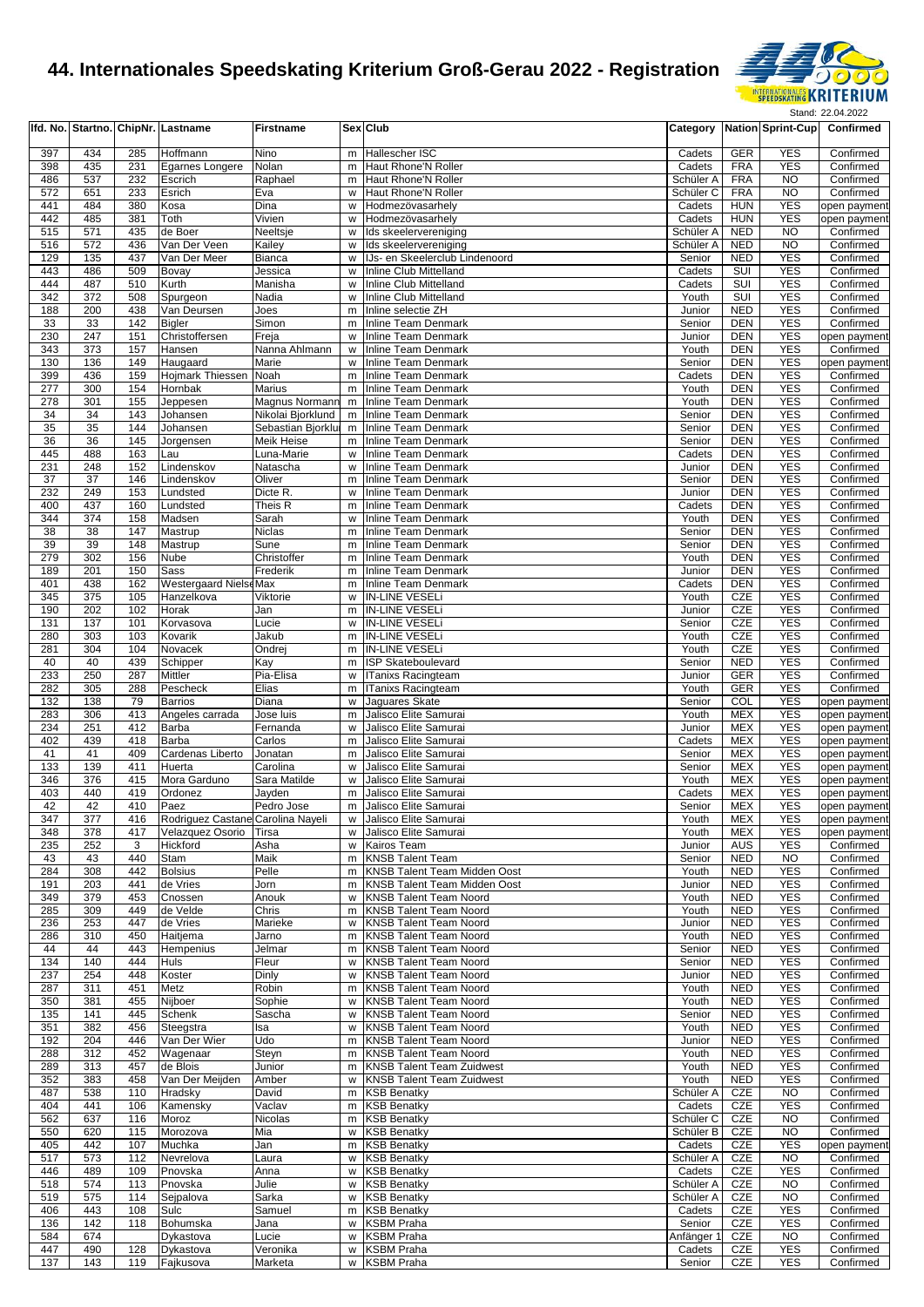# 44. Internationales Speedskating Kriterium Groß-Gerau 2022 - Registration

Stand: 22.04.2022

| lfd. No. | Startno. | ChipNr. | Lastname | Firstname | Sex | Club | Category | Nation | Sprint-Cup | Confirmed |
|---|---|---|---|---|---|---|---|---|---|---|
| 397 | 434 | 285 | Hoffmann | Nino | m | Hallescher ISC | Cadets | GER | YES | Confirmed |
| 398 | 435 | 231 | Egarnes Longere | Nolan | m | Haut Rhone'N Roller | Cadets | FRA | YES | Confirmed |
| 486 | 537 | 232 | Escrich | Raphael | m | Haut Rhone'N Roller | Schüler A | FRA | NO | Confirmed |
| 572 | 651 | 233 | Esrich | Eva | w | Haut Rhone'N Roller | Schüler C | FRA | NO | Confirmed |
| 441 | 484 | 380 | Kosa | Dina | w | Hodmezövasarhely | Cadets | HUN | YES | open payment |
| 442 | 485 | 381 | Toth | Vivien | w | Hodmezövasarhely | Cadets | HUN | YES | open payment |
| 515 | 571 | 435 | de Boer | Neeltsje | w | Ids skeelervereniging | Schüler A | NED | NO | Confirmed |
| 516 | 572 | 436 | Van Der Veen | Kailey | w | Ids skeelervereniging | Schüler A | NED | NO | Confirmed |
| 129 | 135 | 437 | Van Der Meer | Bianca | w | IJs- en Skeelerclub Lindenoord | Senior | NED | YES | Confirmed |
| 443 | 486 | 509 | Bovay | Jessica | w | Inline Club Mittelland | Cadets | SUI | YES | Confirmed |
| 444 | 487 | 510 | Kurth | Manisha | w | Inline Club Mittelland | Cadets | SUI | YES | Confirmed |
| 342 | 372 | 508 | Spurgeon | Nadia | w | Inline Club Mittelland | Youth | SUI | YES | Confirmed |
| 188 | 200 | 438 | Van Deursen | Joes | m | Inline selectie ZH | Junior | NED | YES | Confirmed |
| 33 | 33 | 142 | Bigler | Simon | m | Inline Team Denmark | Senior | DEN | YES | Confirmed |
| 230 | 247 | 151 | Christoffersen | Freja | w | Inline Team Denmark | Junior | DEN | YES | open payment |
| 343 | 373 | 157 | Hansen | Nanna Ahlmann | w | Inline Team Denmark | Youth | DEN | YES | Confirmed |
| 130 | 136 | 149 | Haugaard | Marie | w | Inline Team Denmark | Senior | DEN | YES | open payment |
| 399 | 436 | 159 | Hojmark Thiessen | Noah | m | Inline Team Denmark | Cadets | DEN | YES | Confirmed |
| 277 | 300 | 154 | Hornbak | Marius | m | Inline Team Denmark | Youth | DEN | YES | Confirmed |
| 278 | 301 | 155 | Jeppesen | Magnus Normann | m | Inline Team Denmark | Youth | DEN | YES | Confirmed |
| 34 | 34 | 143 | Johansen | Nikolai Bjorklund | m | Inline Team Denmark | Senior | DEN | YES | Confirmed |
| 35 | 35 | 144 | Johansen | Sebastian Bjorklu | m | Inline Team Denmark | Senior | DEN | YES | Confirmed |
| 36 | 36 | 145 | Jorgensen | Meik Heise | m | Inline Team Denmark | Senior | DEN | YES | Confirmed |
| 445 | 488 | 163 | Lau | Luna-Marie | w | Inline Team Denmark | Cadets | DEN | YES | Confirmed |
| 231 | 248 | 152 | Lindenskov | Natascha | w | Inline Team Denmark | Junior | DEN | YES | Confirmed |
| 37 | 37 | 146 | Lindenskov | Oliver | m | Inline Team Denmark | Senior | DEN | YES | Confirmed |
| 232 | 249 | 153 | Lundsted | Dicte R. | w | Inline Team Denmark | Junior | DEN | YES | Confirmed |
| 400 | 437 | 160 | Lundsted | Theis R | m | Inline Team Denmark | Cadets | DEN | YES | Confirmed |
| 344 | 374 | 158 | Madsen | Sarah | w | Inline Team Denmark | Youth | DEN | YES | Confirmed |
| 38 | 38 | 147 | Mastrup | Niclas | m | Inline Team Denmark | Senior | DEN | YES | Confirmed |
| 39 | 39 | 148 | Mastrup | Sune | m | Inline Team Denmark | Senior | DEN | YES | Confirmed |
| 279 | 302 | 156 | Nube | Christoffer | m | Inline Team Denmark | Youth | DEN | YES | Confirmed |
| 189 | 201 | 150 | Sass | Frederik | m | Inline Team Denmark | Junior | DEN | YES | Confirmed |
| 401 | 438 | 162 | Westergaard Nielse | Max | m | Inline Team Denmark | Cadets | DEN | YES | Confirmed |
| 345 | 375 | 105 | Hanzelkova | Viktorie | w | IN-LINE VESELi | Youth | CZE | YES | Confirmed |
| 190 | 202 | 102 | Horak | Jan | m | IN-LINE VESELi | Junior | CZE | YES | Confirmed |
| 131 | 137 | 101 | Korvasova | Lucie | w | IN-LINE VESELi | Senior | CZE | YES | Confirmed |
| 280 | 303 | 103 | Kovarik | Jakub | m | IN-LINE VESELi | Youth | CZE | YES | Confirmed |
| 281 | 304 | 104 | Novacek | Ondrej | m | IN-LINE VESELi | Youth | CZE | YES | Confirmed |
| 40 | 40 | 439 | Schipper | Kay | m | ISP Skateboulevard | Senior | NED | YES | Confirmed |
| 233 | 250 | 287 | Mittler | Pia-Elisa | w | ITanixs Racingteam | Junior | GER | YES | Confirmed |
| 282 | 305 | 288 | Pescheck | Elias | m | ITanixs Racingteam | Youth | GER | YES | Confirmed |
| 132 | 138 | 79 | Barrios | Diana | w | Jaguares Skate | Senior | COL | YES | open payment |
| 283 | 306 | 413 | Angeles carrada | Jose luis | m | Jalisco Elite Samurai | Youth | MEX | YES | open payment |
| 234 | 251 | 412 | Barba | Fernanda | w | Jalisco Elite Samurai | Junior | MEX | YES | open payment |
| 402 | 439 | 418 | Barba | Carlos | m | Jalisco Elite Samurai | Cadets | MEX | YES | open payment |
| 41 | 41 | 409 | Cardenas Liberto | Jonatan | m | Jalisco Elite Samurai | Senior | MEX | YES | open payment |
| 133 | 139 | 411 | Huerta | Carolina | w | Jalisco Elite Samurai | Senior | MEX | YES | open payment |
| 346 | 376 | 415 | Mora Garduno | Sara Matilde | w | Jalisco Elite Samurai | Youth | MEX | YES | open payment |
| 403 | 440 | 419 | Ordonez | Jayden | m | Jalisco Elite Samurai | Cadets | MEX | YES | open payment |
| 42 | 42 | 410 | Paez | Pedro Jose | m | Jalisco Elite Samurai | Senior | MEX | YES | open payment |
| 347 | 377 | 416 | Rodriguez Castane | Carolina Nayeli | w | Jalisco Elite Samurai | Youth | MEX | YES | open payment |
| 348 | 378 | 417 | Velazquez Osorio | Tirsa | w | Jalisco Elite Samurai | Youth | MEX | YES | open payment |
| 235 | 252 | 3 | Hickford | Asha | w | Kairos Team | Junior | AUS | YES | Confirmed |
| 43 | 43 | 440 | Stam | Maik | m | KNSB Talent Team | Senior | NED | NO | Confirmed |
| 284 | 308 | 442 | Bolsius | Pelle | m | KNSB Talent Team Midden Oost | Youth | NED | YES | Confirmed |
| 191 | 203 | 441 | de Vries | Jorn | m | KNSB Talent Team Midden Oost | Junior | NED | YES | Confirmed |
| 349 | 379 | 453 | Cnossen | Anouk | w | KNSB Talent Team Noord | Youth | NED | YES | Confirmed |
| 285 | 309 | 449 | de Velde | Chris | m | KNSB Talent Team Noord | Youth | NED | YES | Confirmed |
| 236 | 253 | 447 | de Vries | Marieke | w | KNSB Talent Team Noord | Junior | NED | YES | Confirmed |
| 286 | 310 | 450 | Haitjema | Jarno | m | KNSB Talent Team Noord | Youth | NED | YES | Confirmed |
| 44 | 44 | 443 | Hempenius | Jelmar | m | KNSB Talent Team Noord | Senior | NED | YES | Confirmed |
| 134 | 140 | 444 | Huls | Fleur | w | KNSB Talent Team Noord | Senior | NED | YES | Confirmed |
| 237 | 254 | 448 | Koster | Dinly | w | KNSB Talent Team Noord | Junior | NED | YES | Confirmed |
| 287 | 311 | 451 | Metz | Robin | m | KNSB Talent Team Noord | Youth | NED | YES | Confirmed |
| 350 | 381 | 455 | Nijboer | Sophie | w | KNSB Talent Team Noord | Youth | NED | YES | Confirmed |
| 135 | 141 | 445 | Schenk | Sascha | w | KNSB Talent Team Noord | Senior | NED | YES | Confirmed |
| 351 | 382 | 456 | Steegstra | Isa | w | KNSB Talent Team Noord | Youth | NED | YES | Confirmed |
| 192 | 204 | 446 | Van Der Wier | Udo | m | KNSB Talent Team Noord | Junior | NED | YES | Confirmed |
| 288 | 312 | 452 | Wagenaar | Steyn | m | KNSB Talent Team Noord | Youth | NED | YES | Confirmed |
| 289 | 313 | 457 | de Blois | Junior | m | KNSB Talent Team Zuidwest | Youth | NED | YES | Confirmed |
| 352 | 383 | 458 | Van Der Meijden | Amber | w | KNSB Talent Team Zuidwest | Youth | NED | YES | Confirmed |
| 487 | 538 | 110 | Hradsky | David | m | KSB Benatky | Schüler A | CZE | NO | Confirmed |
| 404 | 441 | 106 | Kamensky | Vaclav | m | KSB Benatky | Cadets | CZE | YES | Confirmed |
| 562 | 637 | 116 | Moroz | Nicolas | m | KSB Benatky | Schüler C | CZE | NO | Confirmed |
| 550 | 620 | 115 | Morozova | Mia | w | KSB Benatky | Schüler B | CZE | NO | Confirmed |
| 405 | 442 | 107 | Muchka | Jan | m | KSB Benatky | Cadets | CZE | YES | open payment |
| 517 | 573 | 112 | Nevrelova | Laura | w | KSB Benatky | Schüler A | CZE | NO | Confirmed |
| 446 | 489 | 109 | Pnovska | Anna | w | KSB Benatky | Cadets | CZE | YES | Confirmed |
| 518 | 574 | 113 | Pnovska | Julie | w | KSB Benatky | Schüler A | CZE | NO | Confirmed |
| 519 | 575 | 114 | Sejpalova | Sarka | w | KSB Benatky | Schüler A | CZE | NO | Confirmed |
| 406 | 443 | 108 | Sulc | Samuel | m | KSB Benatky | Cadets | CZE | YES | Confirmed |
| 136 | 142 | 118 | Bohumska | Jana | w | KSBM Praha | Senior | CZE | YES | Confirmed |
| 584 | 674 | | Dykastova | Lucie | w | KSBM Praha | Anfänger 1 | CZE | NO | Confirmed |
| 447 | 490 | 128 | Dykastova | Veronika | w | KSBM Praha | Cadets | CZE | YES | Confirmed |
| 137 | 143 | 119 | Fajkusova | Marketa | w | KSBM Praha | Senior | CZE | YES | Confirmed |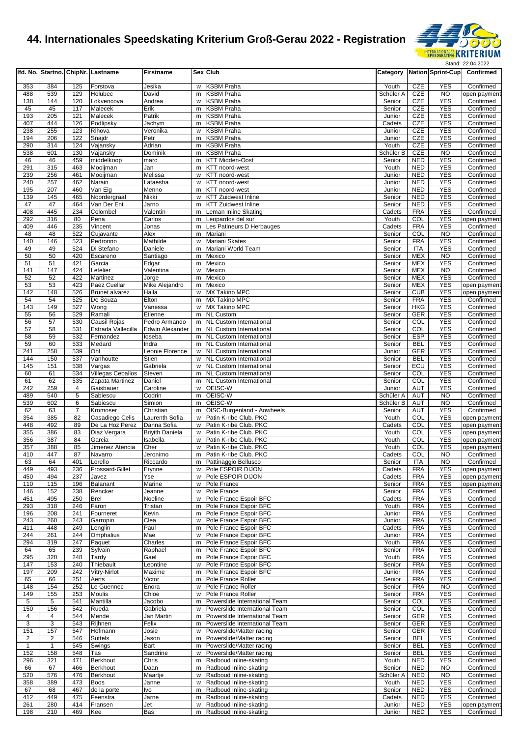# 44. Internationales Speedskating Kriterium Groß-Gerau 2022 - Registration

Stand: 22.04.2022

| lfd. No. | Startno. | ChipNr. | Lastname | Firstname | Sex | Club | Category | Nation | Sprint-Cup | Confirmed |
|---|---|---|---|---|---|---|---|---|---|---|
| 353 | 384 | 125 | Forstova | Jesika | w | KSBM Praha | Youth | CZE | YES | Confirmed |
| 488 | 539 | 129 | Holubec | David | m | KSBM Praha | Schüler A | CZE | NO | open payment |
| 138 | 144 | 120 | Lokvencova | Andrea | w | KSBM Praha | Senior | CZE | YES | Confirmed |
| 45 | 45 | 117 | Malecek | Erik | m | KSBM Praha | Senior | CZE | YES | Confirmed |
| 193 | 205 | 121 | Malecek | Patrik | m | KSBM Praha | Junior | CZE | YES | Confirmed |
| 407 | 444 | 126 | Podlipsky | Jachym | m | KSBM Praha | Cadets | CZE | YES | Confirmed |
| 238 | 255 | 123 | Rihova | Veronika | w | KSBM Praha | Junior | CZE | YES | Confirmed |
| 194 | 206 | 122 | Snajdr | Petr | m | KSBM Praha | Junior | CZE | YES | Confirmed |
| 290 | 314 | 124 | Vajansky | Adrian | m | KSBM Praha | Youth | CZE | YES | Confirmed |
| 538 | 601 | 130 | Vajansky | Dominik | m | KSBM Praha | Schüler B | CZE | NO | Confirmed |
| 46 | 46 | 459 | middelkoop | marc | m | KTT Midden-Oost | Senior | NED | YES | Confirmed |
| 291 | 315 | 463 | Mooijman | Jan | m | KTT noord-west | Youth | NED | YES | Confirmed |
| 239 | 256 | 461 | Mooijman | Melissa | w | KTT noord-west | Junior | NED | YES | Confirmed |
| 240 | 257 | 462 | Narain | Lataesha | w | KTT noord-west | Junior | NED | YES | Confirmed |
| 195 | 207 | 460 | Van Eig | Menno | m | KTT noord-west | Junior | NED | YES | Confirmed |
| 139 | 145 | 465 | Noordergraaf | Nikki | w | KTT Zuidwest Inline | Senior | NED | YES | Confirmed |
| 47 | 47 | 464 | Van Der Ent | Jarno | m | KTT Zuidwest Inline | Senior | NED | YES | Confirmed |
| 408 | 445 | 234 | Colombel | Valentin | m | Leman Inline Skating | Cadets | FRA | YES | Confirmed |
| 292 | 316 | 80 | Pena | Carlos | m | Leopardos del sur | Youth | COL | YES | open payment |
| 409 | 446 | 235 | Vincent | Jonas | m | Les Patineurs D Herbauges | Cadets | FRA | YES | Confirmed |
| 48 | 48 | 522 | Cujavante | Alex | m | Mariani | Senior | COL | NO | Confirmed |
| 140 | 146 | 523 | Pedronno | Mathilde | w | Mariani Skates | Senior | FRA | YES | Confirmed |
| 49 | 49 | 524 | Di Stefano | Daniele | m | Mariani World Team | Senior | ITA | YES | Confirmed |
| 50 | 50 | 420 | Escareno | Santiago | m | Mexico | Senior | MEX | NO | Confirmed |
| 51 | 51 | 421 | Garcia | Edgar | m | Mexico | Senior | MEX | YES | Confirmed |
| 141 | 147 | 424 | Letelier | Valentina | w | Mexico | Senior | MEX | NO | Confirmed |
| 52 | 52 | 422 | Martinez | Jorge | m | Mexico | Senior | MEX | YES | Confirmed |
| 53 | 53 | 423 | Paez Cuellar | Mike Alejandro | m | Mexico | Senior | MEX | YES | open payment |
| 142 | 148 | 526 | Brunet alvarez | Haila | w | MX Takino MPC | Senior | CUB | YES | open payment |
| 54 | 54 | 525 | De Souza | Elton | m | MX Takino MPC | Senior | FRA | YES | Confirmed |
| 143 | 149 | 527 | Wong | Vanessa | w | MX Takino MPC | Senior | HKG | YES | Confirmed |
| 55 | 56 | 529 | Ramali | Etienne | m | NL Custom | Senior | GER | YES | Confirmed |
| 56 | 57 | 530 | Causil Rojas | Pedro Armando | m | NL Custom International | Senior | COL | YES | Confirmed |
| 57 | 58 | 531 | Estrada Vallecilla | Edwin Alexander | m | NL Custom International | Senior | COL | YES | Confirmed |
| 58 | 59 | 532 | Fernandez | Ioseba | m | NL Custom International | Senior | ESP | YES | Confirmed |
| 59 | 60 | 533 | Medard | Indra | m | NL Custom International | Senior | BEL | YES | Confirmed |
| 241 | 258 | 539 | Ohl | Leonie Florence | w | NL Custom International | Junior | GER | YES | Confirmed |
| 144 | 150 | 537 | Vanhoutte | Stien | w | NL Custom International | Senior | BEL | YES | Confirmed |
| 145 | 151 | 538 | Vargas | Gabriela | w | NL Custom International | Senior | ECU | YES | Confirmed |
| 60 | 61 | 534 | Villegas Ceballos | Steven | m | NL Custom International | Senior | COL | YES | Confirmed |
| 61 | 62 | 535 | Zapata Martinez | Daniel | m | NL Custom International | Senior | COL | YES | Confirmed |
| 242 | 259 | 4 | Gaisbauer | Caroline | w | OEISC-W | Junior | AUT | YES | Confirmed |
| 489 | 540 | 5 | Sabiescu | Codrin | m | OEISC-W | Schüler A | AUT | NO | Confirmed |
| 539 | 602 | 6 | Sabiescu | Simion | m | OEISC-W | Schüler B | AUT | NO | Confirmed |
| 62 | 63 | 7 | Kromoser | Christian | m | ÖISC-Burgenland - Aowheels | Senior | AUT | YES | Confirmed |
| 354 | 385 | 82 | Casadiego Celis | Laurenth Sofia | w | Patin K-ribe Club. PKC | Youth | COL | YES | open payment |
| 448 | 492 | 89 | De La Hoz Perez | Danna Sofia | w | Patin K-ribe Club. PKC | Cadets | COL | YES | open payment |
| 355 | 386 | 83 | Diaz Vergara | Briyith Daniela | w | Patin K-ribe Club. PKC | Youth | COL | YES | open payment |
| 356 | 387 | 84 | Garcia | Isabella | w | Patin K-ribe Club. PKC | Youth | COL | YES | open payment |
| 357 | 388 | 85 | Jimenez Atencia | Cher | w | Patin K-ribe Club. PKC | Youth | COL | YES | open payment |
| 410 | 447 | 87 | Navarro | Jeronimo | m | Patin K-ribe Club. PKC | Cadets | COL | NO | Confirmed |
| 63 | 64 | 401 | Lorello | Riccardo | m | Pattinaggio Bellusco | Senior | ITA | NO | Confirmed |
| 449 | 493 | 236 | Frossard-Gillet | Erynne | w | Pole ESPOIR DIJON | Cadets | FRA | YES | open payment |
| 450 | 494 | 237 | Javez | Yse | w | Pole ESPOIR DIJON | Cadets | FRA | YES | open payment |
| 110 | 115 | 196 | Balanant | Marine | w | Pole France | Senior | FRA | YES | open payment |
| 146 | 152 | 238 | Rencker | Jeanne | w | Pole France | Senior | FRA | YES | Confirmed |
| 451 | 495 | 250 | Brel | Noeline | w | Pole France Espoir BFC | Cadets | FRA | YES | Confirmed |
| 293 | 318 | 246 | Faron | Tristan | m | Pole France Espoir BFC | Youth | FRA | YES | Confirmed |
| 196 | 208 | 241 | Fourneret | Kevin | m | Pole France Espoir BFC | Junior | FRA | YES | Confirmed |
| 243 | 260 | 243 | Garropin | Clea | w | Pole France Espoir BFC | Junior | FRA | YES | Confirmed |
| 411 | 448 | 249 | Lenglin | Paul | m | Pole France Espoir BFC | Cadets | FRA | YES | Confirmed |
| 244 | 261 | 244 | Omphalius | Mae | w | Pole France Espoir BFC | Junior | FRA | YES | Confirmed |
| 294 | 319 | 247 | Paquet | Charles | m | Pole France Espoir BFC | Youth | FRA | YES | Confirmed |
| 64 | 65 | 239 | Sylvain | Raphael | m | Pole France Espoir BFC | Senior | FRA | YES | Confirmed |
| 295 | 320 | 248 | Tardy | Gael | m | Pole France Espoir BFC | Youth | FRA | YES | Confirmed |
| 147 | 153 | 240 | Thiebault | Leontine | w | Pole France Espoir BFC | Senior | FRA | YES | Confirmed |
| 197 | 209 | 242 | Vitry-Nirlot | Maxime | m | Pole France Espoir BFC | Junior | FRA | YES | Confirmed |
| 65 | 66 | 251 | Aerts | Victor | m | Pole France Roller | Senior | FRA | YES | Confirmed |
| 148 | 154 | 252 | Le Guennec | Enora | w | Pole France Roller | Senior | FRA | NO | Confirmed |
| 149 | 155 | 253 | Moulis | Chloe | w | Pole France Roller | Senior | FRA | YES | Confirmed |
| 5 | 5 | 541 | Mantilla | Jacobo | m | Powerslide International Team | Senior | COL | YES | Confirmed |
| 150 | 156 | 542 | Rueda | Gabriela | w | Powerslide International Team | Senior | COL | YES | Confirmed |
| 4 | 4 | 544 | Mende | Jan Martin | m | Powerslide International Team | Senior | GER | YES | Confirmed |
| 3 | 3 | 543 | Rijhnen | Felix | m | Powerslide International Team | Senior | GER | YES | Confirmed |
| 151 | 157 | 547 | Hofmann | Josie | w | Powerslide/Matter racing | Senior | GER | YES | Confirmed |
| 2 | 2 | 546 | Suttels | Jason | m | Powerslide/Matter racing | Senior | BEL | YES | Confirmed |
| 1 | 1 | 545 | Swings | Bart | m | Powerslide/Matter racing | Senior | BEL | YES | Confirmed |
| 152 | 158 | 548 | Tas | Sandrine | w | Powerslide/Matter racing | Senior | BEL | YES | Confirmed |
| 296 | 321 | 471 | Berkhout | Chris | m | Radboud Inline-skating | Youth | NED | YES | Confirmed |
| 66 | 67 | 466 | Berkhout | Daan | m | Radboud Inline-skating | Senior | NED | NO | Confirmed |
| 520 | 576 | 476 | Berkhout | Maartje | w | Radboud Inline-skating | Schüler A | NED | NO | Confirmed |
| 358 | 389 | 473 | Boos | Janne | w | Radboud Inline-skating | Youth | NED | YES | Confirmed |
| 67 | 68 | 467 | de la porte | Ivo | m | Radboud Inline-skating | Senior | NED | YES | Confirmed |
| 412 | 449 | 475 | Feenstra | Jarne | m | Radboud Inline-skating | Cadets | NED | YES | Confirmed |
| 261 | 280 | 414 | Fransen | Jet | w | Radboud Inline-skating | Junior | NED | YES | open payment |
| 198 | 210 | 469 | Kee | Bas | m | Radboud Inline-skating | Junior | NED | YES | Confirmed |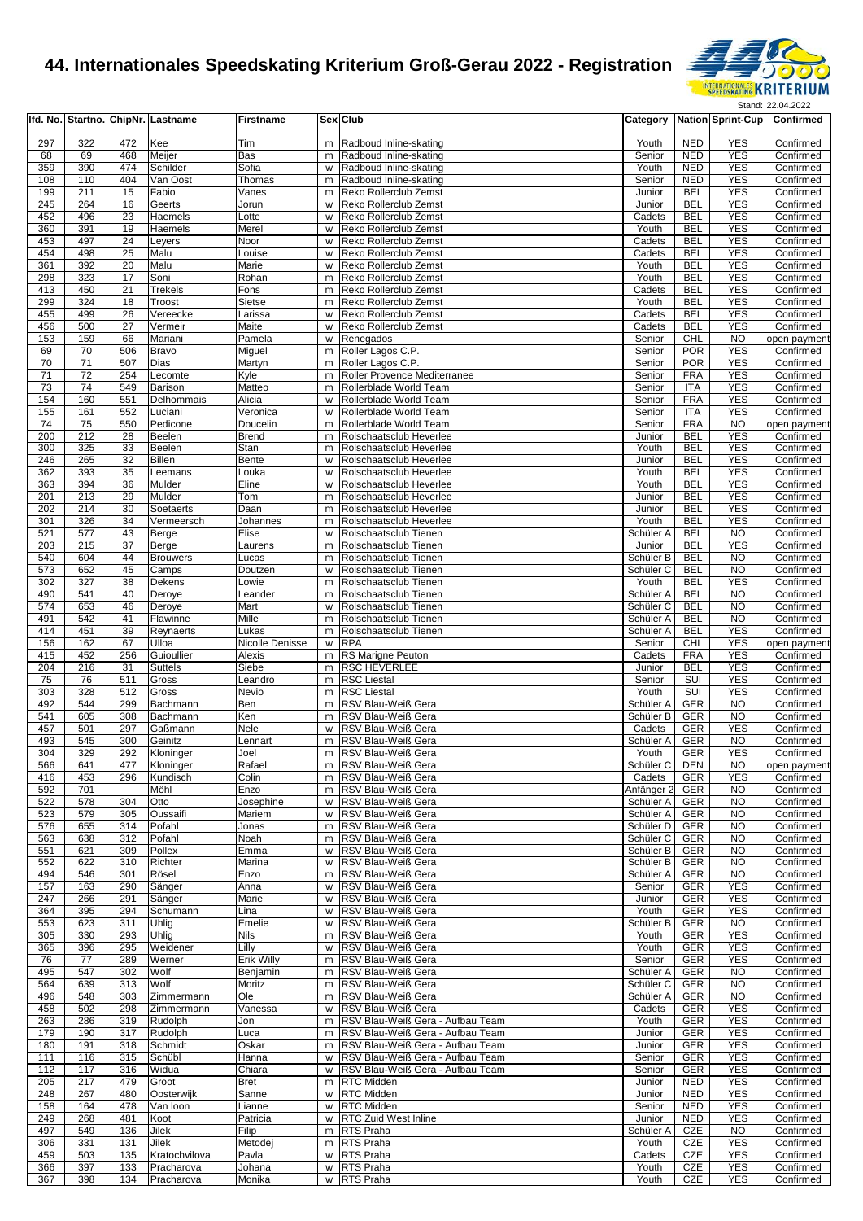# 44. Internationales Speedskating Kriterium Groß-Gerau 2022 - Registration

Stand: 22.04.2022

| lfd. No. | Startno. | ChipNr. | Lastname | Firstname | Sex | Club | Category | Nation | Sprint-Cup | Confirmed |
|---|---|---|---|---|---|---|---|---|---|---|
| 297 | 322 | 472 | Kee | Tim | m | Radboud Inline-skating | Youth | NED | YES | Confirmed |
| 68 | 69 | 468 | Meijer | Bas | m | Radboud Inline-skating | Senior | NED | YES | Confirmed |
| 359 | 390 | 474 | Schilder | Sofia | w | Radboud Inline-skating | Youth | NED | YES | Confirmed |
| 108 | 110 | 404 | Van Oost | Thomas | m | Radboud Inline-skating | Senior | NED | YES | Confirmed |
| 199 | 211 | 15 | Fabio | Vanes | m | Reko Rollerclub Zemst | Junior | BEL | YES | Confirmed |
| 245 | 264 | 16 | Geerts | Jorun | w | Reko Rollerclub Zemst | Junior | BEL | YES | Confirmed |
| 452 | 496 | 23 | Haemels | Lotte | w | Reko Rollerclub Zemst | Cadets | BEL | YES | Confirmed |
| 360 | 391 | 19 | Haemels | Merel | w | Reko Rollerclub Zemst | Youth | BEL | YES | Confirmed |
| 453 | 497 | 24 | Leyers | Noor | w | Reko Rollerclub Zemst | Cadets | BEL | YES | Confirmed |
| 454 | 498 | 25 | Malu | Louise | w | Reko Rollerclub Zemst | Cadets | BEL | YES | Confirmed |
| 361 | 392 | 20 | Malu | Marie | w | Reko Rollerclub Zemst | Youth | BEL | YES | Confirmed |
| 298 | 323 | 17 | Soni | Rohan | m | Reko Rollerclub Zemst | Youth | BEL | YES | Confirmed |
| 413 | 450 | 21 | Trekels | Fons | m | Reko Rollerclub Zemst | Cadets | BEL | YES | Confirmed |
| 299 | 324 | 18 | Troost | Sietse | m | Reko Rollerclub Zemst | Youth | BEL | YES | Confirmed |
| 455 | 499 | 26 | Vereecke | Larissa | w | Reko Rollerclub Zemst | Cadets | BEL | YES | Confirmed |
| 456 | 500 | 27 | Vermeir | Maite | w | Reko Rollerclub Zemst | Cadets | BEL | YES | Confirmed |
| 153 | 159 | 66 | Mariani | Pamela | w | Renegados | Senior | CHL | NO | open payment |
| 69 | 70 | 506 | Bravo | Miguel | m | Roller Lagos C.P. | Senior | POR | YES | Confirmed |
| 70 | 71 | 507 | Dias | Martyn | m | Roller Lagos C.P. | Senior | POR | YES | Confirmed |
| 71 | 72 | 254 | Lecomte | Kyle | m | Roller Provence Mediterranee | Senior | FRA | YES | Confirmed |
| 73 | 74 | 549 | Barison | Matteo | m | Rollerblade World Team | Senior | ITA | YES | Confirmed |
| 154 | 160 | 551 | Delhommais | Alicia | w | Rollerblade World Team | Senior | FRA | YES | Confirmed |
| 155 | 161 | 552 | Luciani | Veronica | w | Rollerblade World Team | Senior | ITA | YES | Confirmed |
| 74 | 75 | 550 | Pedicone | Doucelin | m | Rollerblade World Team | Senior | FRA | NO | open payment |
| 200 | 212 | 28 | Beelen | Brend | m | Rolschaatsclub Heverlee | Junior | BEL | YES | Confirmed |
| 300 | 325 | 33 | Beelen | Stan | m | Rolschaatsclub Heverlee | Youth | BEL | YES | Confirmed |
| 246 | 265 | 32 | Billen | Bente | w | Rolschaatsclub Heverlee | Junior | BEL | YES | Confirmed |
| 362 | 393 | 35 | Leemans | Louka | w | Rolschaatsclub Heverlee | Youth | BEL | YES | Confirmed |
| 363 | 394 | 36 | Mulder | Eline | w | Rolschaatsclub Heverlee | Youth | BEL | YES | Confirmed |
| 201 | 213 | 29 | Mulder | Tom | m | Rolschaatsclub Heverlee | Junior | BEL | YES | Confirmed |
| 202 | 214 | 30 | Soetaerts | Daan | m | Rolschaatsclub Heverlee | Junior | BEL | YES | Confirmed |
| 301 | 326 | 34 | Vermeersch | Johannes | m | Rolschaatsclub Heverlee | Youth | BEL | YES | Confirmed |
| 521 | 577 | 43 | Berge | Elise | w | Rolschaatsclub Tienen | Schüler A | BEL | NO | Confirmed |
| 203 | 215 | 37 | Berge | Laurens | m | Rolschaatsclub Tienen | Junior | BEL | YES | Confirmed |
| 540 | 604 | 44 | Brouwers | Lucas | m | Rolschaatsclub Tienen | Schüler B | BEL | NO | Confirmed |
| 573 | 652 | 45 | Camps | Doutzen | w | Rolschaatsclub Tienen | Schüler C | BEL | NO | Confirmed |
| 302 | 327 | 38 | Dekens | Lowie | m | Rolschaatsclub Tienen | Youth | BEL | YES | Confirmed |
| 490 | 541 | 40 | Deroye | Leander | m | Rolschaatsclub Tienen | Schüler A | BEL | NO | Confirmed |
| 574 | 653 | 46 | Deroye | Mart | w | Rolschaatsclub Tienen | Schüler C | BEL | NO | Confirmed |
| 491 | 542 | 41 | Flawinne | Mille | m | Rolschaatsclub Tienen | Schüler A | BEL | NO | Confirmed |
| 414 | 451 | 39 | Reynaerts | Lukas | m | Rolschaatsclub Tienen | Schüler A | BEL | YES | Confirmed |
| 156 | 162 | 67 | Ulloa | Nicolle Denisse | w | RPA | Senior | CHL | YES | open payment |
| 415 | 452 | 256 | Guioullier | Alexis | m | RS Marigne Peuton | Cadets | FRA | YES | Confirmed |
| 204 | 216 | 31 | Suttels | Siebe | m | RSC HEVERLEE | Junior | BEL | YES | Confirmed |
| 75 | 76 | 511 | Gross | Leandro | m | RSC Liestal | Senior | SUI | YES | Confirmed |
| 303 | 328 | 512 | Gross | Nevio | m | RSC Liestal | Youth | SUI | YES | Confirmed |
| 492 | 544 | 299 | Bachmann | Ben | m | RSV Blau-Weiß Gera | Schüler A | GER | NO | Confirmed |
| 541 | 605 | 308 | Bachmann | Ken | m | RSV Blau-Weiß Gera | Schüler B | GER | NO | Confirmed |
| 457 | 501 | 297 | Gaßmann | Nele | w | RSV Blau-Weiß Gera | Cadets | GER | YES | Confirmed |
| 493 | 545 | 300 | Geinitz | Lennart | m | RSV Blau-Weiß Gera | Schüler A | GER | NO | Confirmed |
| 304 | 329 | 292 | Kloninger | Joel | m | RSV Blau-Weiß Gera | Youth | GER | YES | Confirmed |
| 566 | 641 | 477 | Kloninger | Rafael | m | RSV Blau-Weiß Gera | Schüler C | DEN | NO | open payment |
| 416 | 453 | 296 | Kundisch | Colin | m | RSV Blau-Weiß Gera | Cadets | GER | YES | Confirmed |
| 592 | 701 | | Möhl | Enzo | m | RSV Blau-Weiß Gera | Anfänger 2 | GER | NO | Confirmed |
| 522 | 578 | 304 | Otto | Josephine | w | RSV Blau-Weiß Gera | Schüler A | GER | NO | Confirmed |
| 523 | 579 | 305 | Oussaifi | Mariem | w | RSV Blau-Weiß Gera | Schüler A | GER | NO | Confirmed |
| 576 | 655 | 314 | Pofahl | Jonas | m | RSV Blau-Weiß Gera | Schüler D | GER | NO | Confirmed |
| 563 | 638 | 312 | Pofahl | Noah | m | RSV Blau-Weiß Gera | Schüler C | GER | NO | Confirmed |
| 551 | 621 | 309 | Pollex | Emma | w | RSV Blau-Weiß Gera | Schüler B | GER | NO | Confirmed |
| 552 | 622 | 310 | Richter | Marina | w | RSV Blau-Weiß Gera | Schüler B | GER | NO | Confirmed |
| 494 | 546 | 301 | Rösel | Enzo | m | RSV Blau-Weiß Gera | Schüler A | GER | NO | Confirmed |
| 157 | 163 | 290 | Sänger | Anna | w | RSV Blau-Weiß Gera | Senior | GER | YES | Confirmed |
| 247 | 266 | 291 | Sänger | Marie | w | RSV Blau-Weiß Gera | Junior | GER | YES | Confirmed |
| 364 | 395 | 294 | Schumann | Lina | w | RSV Blau-Weiß Gera | Youth | GER | YES | Confirmed |
| 553 | 623 | 311 | Uhlig | Emelie | w | RSV Blau-Weiß Gera | Schüler B | GER | NO | Confirmed |
| 305 | 330 | 293 | Uhlig | Nils | m | RSV Blau-Weiß Gera | Youth | GER | YES | Confirmed |
| 365 | 396 | 295 | Weidener | Lilly | w | RSV Blau-Weiß Gera | Youth | GER | YES | Confirmed |
| 76 | 77 | 289 | Werner | Erik Willy | m | RSV Blau-Weiß Gera | Senior | GER | YES | Confirmed |
| 495 | 547 | 302 | Wolf | Benjamin | m | RSV Blau-Weiß Gera | Schüler A | GER | NO | Confirmed |
| 564 | 639 | 313 | Wolf | Moritz | m | RSV Blau-Weiß Gera | Schüler C | GER | NO | Confirmed |
| 496 | 548 | 303 | Zimmermann | Ole | m | RSV Blau-Weiß Gera | Schüler A | GER | NO | Confirmed |
| 458 | 502 | 298 | Zimmermann | Vanessa | w | RSV Blau-Weiß Gera | Cadets | GER | YES | Confirmed |
| 263 | 286 | 319 | Rudolph | Jon | m | RSV Blau-Weiß Gera - Aufbau Team | Youth | GER | YES | Confirmed |
| 179 | 190 | 317 | Rudolph | Luca | m | RSV Blau-Weiß Gera - Aufbau Team | Junior | GER | YES | Confirmed |
| 180 | 191 | 318 | Schmidt | Oskar | m | RSV Blau-Weiß Gera - Aufbau Team | Junior | GER | YES | Confirmed |
| 111 | 116 | 315 | Schübl | Hanna | w | RSV Blau-Weiß Gera - Aufbau Team | Senior | GER | YES | Confirmed |
| 112 | 117 | 316 | Widua | Chiara | w | RSV Blau-Weiß Gera - Aufbau Team | Senior | GER | YES | Confirmed |
| 205 | 217 | 479 | Groot | Bret | m | RTC Midden | Junior | NED | YES | Confirmed |
| 248 | 267 | 480 | Oosterwijk | Sanne | w | RTC Midden | Junior | NED | YES | Confirmed |
| 158 | 164 | 478 | Van loon | Lianne | w | RTC Midden | Senior | NED | YES | Confirmed |
| 249 | 268 | 481 | Koot | Patricia | w | RTC Zuid West Inline | Junior | NED | YES | Confirmed |
| 497 | 549 | 136 | Jilek | Filip | m | RTS Praha | Schüler A | CZE | NO | Confirmed |
| 306 | 331 | 131 | Jilek | Metodej | m | RTS Praha | Youth | CZE | YES | Confirmed |
| 459 | 503 | 135 | Kratochvilova | Pavla | w | RTS Praha | Cadets | CZE | YES | Confirmed |
| 366 | 397 | 133 | Pracharova | Johana | w | RTS Praha | Youth | CZE | YES | Confirmed |
| 367 | 398 | 134 | Pracharova | Monika | w | RTS Praha | Youth | CZE | YES | Confirmed |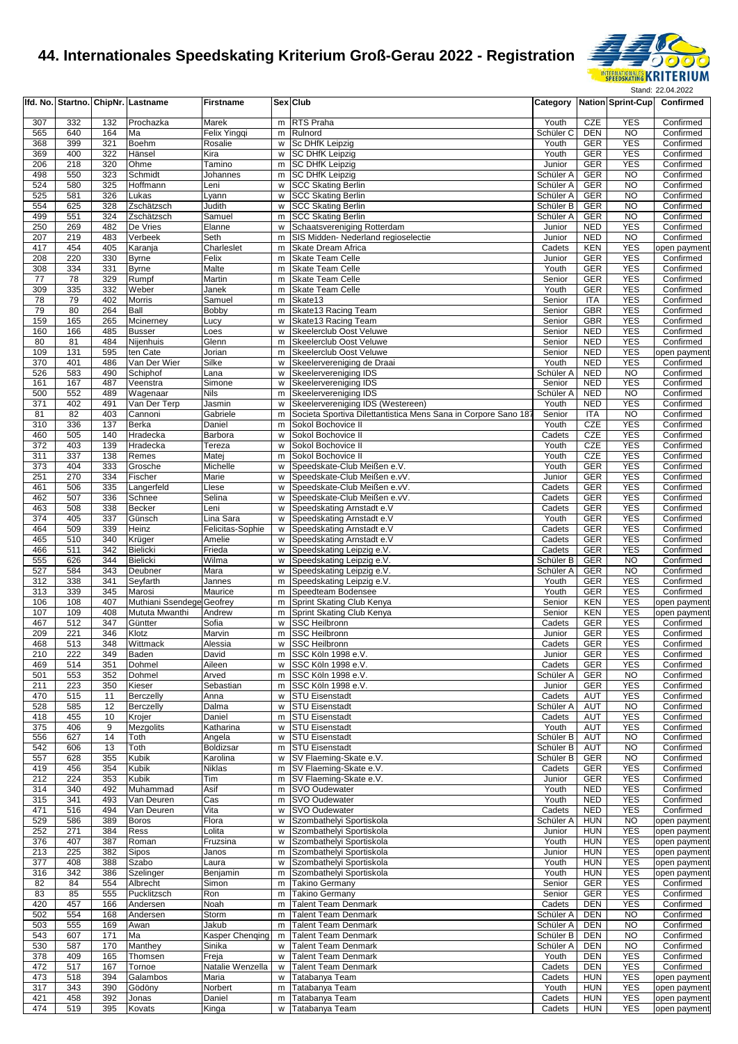# 44. Internationales Speedskating Kriterium Groß-Gerau 2022 - Registration

Stand: 22.04.2022

| lfd. No. | Startno. | ChipNr. | Lastname | Firstname | Sex | Club | Category | Nation | Sprint-Cup | Confirmed |
|---|---|---|---|---|---|---|---|---|---|---|
| 307 | 332 | 132 | Prochazka | Marek | m | RTS Praha | Youth | CZE | YES | Confirmed |
| 565 | 640 | 164 | Ma | Felix Yingqi | m | Rulnord | Schüler C | DEN | NO | Confirmed |
| 368 | 399 | 321 | Boehm | Rosalie | w | Sc DHfK Leipzig | Youth | GER | YES | Confirmed |
| 369 | 400 | 322 | Hänsel | Kira | w | SC DHfK Leipzig | Youth | GER | YES | Confirmed |
| 206 | 218 | 320 | Ohme | Tamino | m | SC DHfK Leipzig | Junior | GER | YES | Confirmed |
| 498 | 550 | 323 | Schmidt | Johannes | m | SC DHfK Leipzig | Schüler A | GER | NO | Confirmed |
| 524 | 580 | 325 | Hoffmann | Leni | w | SCC Skating Berlin | Schüler A | GER | NO | Confirmed |
| 525 | 581 | 326 | Lukas | Lyann | w | SCC Skating Berlin | Schüler A | GER | NO | Confirmed |
| 554 | 625 | 328 | Zschätzsch | Judith | w | SCC Skating Berlin | Schüler B | GER | NO | Confirmed |
| 499 | 551 | 324 | Zschätzsch | Samuel | m | SCC Skating Berlin | Schüler A | GER | NO | Confirmed |
| 250 | 269 | 482 | De Vries | Elanne | w | Schaatsvereniging Rotterdam | Junior | NED | YES | Confirmed |
| 207 | 219 | 483 | Verbeek | Seth | m | SIS Midden- Nederland regioselectie | Junior | NED | NO | Confirmed |
| 417 | 454 | 405 | Karanja | Charleslet | m | Skate Dream Africa | Cadets | KEN | YES | open payment |
| 208 | 220 | 330 | Byrne | Felix | m | Skate Team Celle | Junior | GER | YES | Confirmed |
| 308 | 334 | 331 | Byrne | Malte | m | Skate Team Celle | Youth | GER | YES | Confirmed |
| 77 | 78 | 329 | Rumpf | Martin | m | Skate Team Celle | Senior | GER | YES | Confirmed |
| 309 | 335 | 332 | Weber | Janek | m | Skate Team Celle | Youth | GER | YES | Confirmed |
| 78 | 79 | 402 | Morris | Samuel | m | Skate13 | Senior | ITA | YES | Confirmed |
| 79 | 80 | 264 | Ball | Bobby | m | Skate13 Racing Team | Senior | GBR | YES | Confirmed |
| 159 | 165 | 265 | Mcinerney | Lucy | w | Skate13 Racing Team | Senior | GBR | YES | Confirmed |
| 160 | 166 | 485 | Busser | Loes | w | Skeelerclub Oost Veluwe | Senior | NED | YES | Confirmed |
| 80 | 81 | 484 | Nijenhuis | Glenn | m | Skeelerclub Oost Veluwe | Senior | NED | YES | Confirmed |
| 109 | 131 | 595 | ten Cate | Jorian | m | Skeelerclub Oost Veluwe | Senior | NED | YES | open payment |
| 370 | 401 | 486 | Van Der Wier | Silke | w | Skeelervereniging de Draai | Youth | NED | YES | Confirmed |
| 526 | 583 | 490 | Schiphof | Lana | w | Skeelervereniging IDS | Schüler A | NED | NO | Confirmed |
| 161 | 167 | 487 | Veenstra | Simone | w | Skeelervereniging IDS | Senior | NED | YES | Confirmed |
| 500 | 552 | 489 | Wagenaar | Nils | m | Skeelervereniging IDS | Schüler A | NED | NO | Confirmed |
| 371 | 402 | 491 | Van Der Terp | Jasmin | w | Skeelervereniging IDS (Westereen) | Youth | NED | YES | Confirmed |
| 81 | 82 | 403 | Cannoni | Gabriele | m | Societa Sportiva Dilettantistica Mens Sana in Corpore Sano 187 | Senior | ITA | NO | Confirmed |
| 310 | 336 | 137 | Berka | Daniel | m | Sokol Bochovice II | Youth | CZE | YES | Confirmed |
| 460 | 505 | 140 | Hradecka | Barbora | w | Sokol Bochovice II | Cadets | CZE | YES | Confirmed |
| 372 | 403 | 139 | Hradecka | Tereza | w | Sokol Bochovice II | Youth | CZE | YES | Confirmed |
| 311 | 337 | 138 | Remes | Matej | m | Sokol Bochovice II | Youth | CZE | YES | Confirmed |
| 373 | 404 | 333 | Grosche | Michelle | w | Speedskate-Club Meißen e.V. | Youth | GER | YES | Confirmed |
| 251 | 270 | 334 | Fischer | Marie | w | Speedskate-Club Meißen e.vV. | Junior | GER | YES | Confirmed |
| 461 | 506 | 335 | Langerfeld | Llese | w | Speedskate-Club Meißen e.vV. | Cadets | GER | YES | Confirmed |
| 462 | 507 | 336 | Schnee | Selina | w | Speedskate-Club Meißen e.vV. | Cadets | GER | YES | Confirmed |
| 463 | 508 | 338 | Becker | Leni | w | Speedskating Arnstadt e.V | Cadets | GER | YES | Confirmed |
| 374 | 405 | 337 | Günsch | Lina Sara | w | Speedskating Arnstadt e.V | Youth | GER | YES | Confirmed |
| 464 | 509 | 339 | Heinz | Felicitas-Sophie | w | Speedskating Arnstadt e.V | Cadets | GER | YES | Confirmed |
| 465 | 510 | 340 | Krüger | Amelie | w | Speedskating Arnstadt e.V | Cadets | GER | YES | Confirmed |
| 466 | 511 | 342 | Bielicki | Frieda | w | Speedskating Leipzig e.V. | Cadets | GER | YES | Confirmed |
| 555 | 626 | 344 | Bielicki | Wilma | w | Speedskating Leipzig e.V. | Schüler B | GER | NO | Confirmed |
| 527 | 584 | 343 | Deubner | Mara | w | Speedskating Leipzig e.V. | Schüler A | GER | NO | Confirmed |
| 312 | 338 | 341 | Seyfarth | Jannes | m | Speedskating Leipzig e.V. | Youth | GER | YES | Confirmed |
| 313 | 339 | 345 | Marosi | Maurice | m | Speedteam Bodensee | Youth | GER | YES | Confirmed |
| 106 | 108 | 407 | Muthiani Ssendege | Geofrey | m | Sprint Skating Club Kenya | Senior | KEN | YES | open payment |
| 107 | 109 | 408 | Mututa Mwanthi | Andrew | m | Sprint Skating Club Kenya | Senior | KEN | YES | open payment |
| 467 | 512 | 347 | Güntter | Sofia | w | SSC Heilbronn | Cadets | GER | YES | Confirmed |
| 209 | 221 | 346 | Klotz | Marvin | m | SSC Heilbronn | Junior | GER | YES | Confirmed |
| 468 | 513 | 348 | Wittmack | Alessia | w | SSC Heilbronn | Cadets | GER | YES | Confirmed |
| 210 | 222 | 349 | Baden | David | m | SSC Köln 1998 e.V. | Junior | GER | YES | Confirmed |
| 469 | 514 | 351 | Dohmel | Aileen | w | SSC Köln 1998 e.V. | Cadets | GER | YES | Confirmed |
| 501 | 553 | 352 | Dohmel | Arved | m | SSC Köln 1998 e.V. | Schüler A | GER | NO | Confirmed |
| 211 | 223 | 350 | Kieser | Sebastian | m | SSC Köln 1998 e.V. | Junior | GER | YES | Confirmed |
| 470 | 515 | 11 | Berczelly | Anna | w | STU Eisenstadt | Cadets | AUT | YES | Confirmed |
| 528 | 585 | 12 | Berczelly | Dalma | w | STU Eisenstadt | Schüler A | AUT | NO | Confirmed |
| 418 | 455 | 10 | Krojer | Daniel | m | STU Eisenstadt | Cadets | AUT | YES | Confirmed |
| 375 | 406 | 9 | Mezgolits | Katharina | w | STU Eisenstadt | Youth | AUT | YES | Confirmed |
| 556 | 627 | 14 | Toth | Angela | w | STU Eisenstadt | Schüler B | AUT | NO | Confirmed |
| 542 | 606 | 13 | Toth | Boldizsar | m | STU Eisenstadt | Schüler B | AUT | NO | Confirmed |
| 557 | 628 | 355 | Kubik | Karolina | w | SV Flaeming-Skate e.V. | Schüler B | GER | NO | Confirmed |
| 419 | 456 | 354 | Kubik | Niklas | m | SV Flaeming-Skate e.V. | Cadets | GER | YES | Confirmed |
| 212 | 224 | 353 | Kubik | Tim | m | SV Flaeming-Skate e.V. | Junior | GER | YES | Confirmed |
| 314 | 340 | 492 | Muhammad | Asif | m | SVO Oudewater | Youth | NED | YES | Confirmed |
| 315 | 341 | 493 | Van Deuren | Cas | m | SVO Oudewater | Youth | NED | YES | Confirmed |
| 471 | 516 | 494 | Van Deuren | Vita | w | SVO Oudewater | Cadets | NED | YES | Confirmed |
| 529 | 586 | 389 | Boros | Flora | w | Szombathelyi Sportiskola | Schüler A | HUN | NO | open payment |
| 252 | 271 | 384 | Ress | Lolita | w | Szombathelyi Sportiskola | Junior | HUN | YES | open payment |
| 376 | 407 | 387 | Roman | Fruzsina | w | Szombathelyi Sportiskola | Youth | HUN | YES | open payment |
| 213 | 225 | 382 | Sipos | Janos | m | Szombathelyi Sportiskola | Junior | HUN | YES | open payment |
| 377 | 408 | 388 | Szabo | Laura | w | Szombathelyi Sportiskola | Youth | HUN | YES | open payment |
| 316 | 342 | 386 | Szelinger | Benjamin | m | Szombathelyi Sportiskola | Youth | HUN | YES | open payment |
| 82 | 84 | 554 | Albrecht | Simon | m | Takino Germany | Senior | GER | YES | Confirmed |
| 83 | 85 | 555 | Pucklitzsch | Ron | m | Takino Germany | Senior | GER | YES | Confirmed |
| 420 | 457 | 166 | Andersen | Noah | m | Talent Team Denmark | Cadets | DEN | YES | Confirmed |
| 502 | 554 | 168 | Andersen | Storm | m | Talent Team Denmark | Schüler A | DEN | NO | Confirmed |
| 503 | 555 | 169 | Awan | Jakub | m | Talent Team Denmark | Schüler A | DEN | NO | Confirmed |
| 543 | 607 | 171 | Ma | Kasper Chenqing | m | Talent Team Denmark | Schüler B | DEN | NO | Confirmed |
| 530 | 587 | 170 | Manthey | Sinika | w | Talent Team Denmark | Schüler A | DEN | NO | Confirmed |
| 378 | 409 | 165 | Thomsen | Freja | w | Talent Team Denmark | Youth | DEN | YES | Confirmed |
| 472 | 517 | 167 | Tornoe | Natalie Wenzella | w | Talent Team Denmark | Cadets | DEN | YES | Confirmed |
| 473 | 518 | 394 | Galambos | Maria | w | Tatabanya Team | Cadets | HUN | YES | open payment |
| 317 | 343 | 390 | Gödöny | Norbert | m | Tatabanya Team | Youth | HUN | YES | open payment |
| 421 | 458 | 392 | Jonas | Daniel | m | Tatabanya Team | Cadets | HUN | YES | open payment |
| 474 | 519 | 395 | Kovats | Kinga | w | Tatabanya Team | Cadets | HUN | YES | open payment |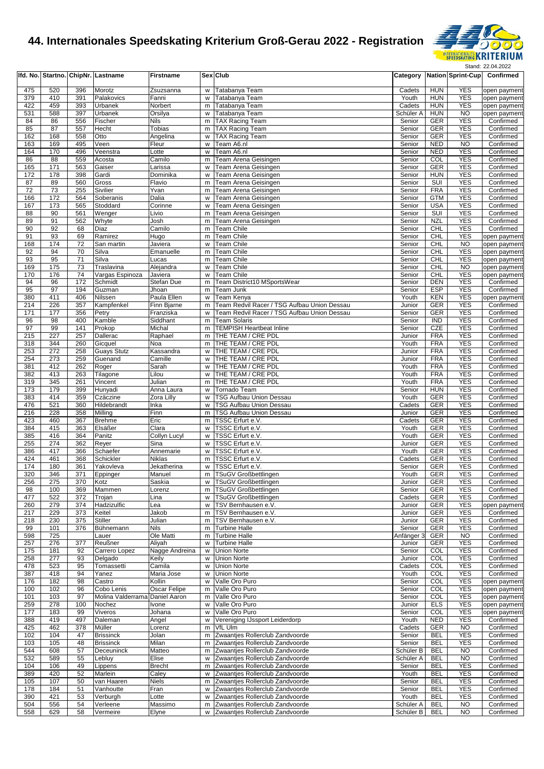# 44. Internationales Speedskating Kriterium Groß-Gerau 2022 - Registration

Stand: 22.04.2022

| lfd. No. | Startno. | ChipNr. | Lastname | Firstname | Sex | Club | Category | Nation | Sprint-Cup | Confirmed |
|---|---|---|---|---|---|---|---|---|---|---|
| 475 | 520 | 396 | Morotz | Zsuzsanna | w | Tatabanya Team | Cadets | HUN | YES | open payment |
| 379 | 410 | 391 | Palakovics | Fanni | w | Tatabanya Team | Youth | HUN | YES | open payment |
| 422 | 459 | 393 | Urbanek | Norbert | m | Tatabanya Team | Cadets | HUN | YES | open payment |
| 531 | 588 | 397 | Urbanek | Orsilya | w | Tatabanya Team | Schüler A | HUN | NO | open payment |
| 84 | 86 | 556 | Fischer | Nils | m | TAX Racing Team | Senior | GER | YES | Confirmed |
| 85 | 87 | 557 | Hecht | Tobias | m | TAX Racing Team | Senior | GER | YES | Confirmed |
| 162 | 168 | 558 | Otto | Angelina | w | TAX Racing Team | Senior | GER | YES | Confirmed |
| 163 | 169 | 495 | Veen | Fleur | w | Team A6.nl | Senior | NED | NO | Confirmed |
| 164 | 170 | 496 | Veenstra | Lotte | w | Team A6.nl | Senior | NED | YES | Confirmed |
| 86 | 88 | 559 | Acosta | Camilo | m | Team Arena Geisingen | Senior | COL | YES | Confirmed |
| 165 | 171 | 563 | Gaiser | Larissa | w | Team Arena Geisingen | Senior | GER | YES | Confirmed |
| 172 | 178 | 398 | Gardi | Dominika | w | Team Arena Geisingen | Senior | HUN | YES | Confirmed |
| 87 | 89 | 560 | Gross | Flavio | m | Team Arena Geisingen | Senior | SUI | YES | Confirmed |
| 72 | 73 | 255 | Sivilier | Yvan | m | Team Arena Geisingen | Senior | FRA | YES | Confirmed |
| 166 | 172 | 564 | Soberanis | Dalia | w | Team Arena Geisingen | Senior | GTM | YES | Confirmed |
| 167 | 173 | 565 | Stoddard | Corinne | w | Team Arena Geisingen | Senior | USA | YES | Confirmed |
| 88 | 90 | 561 | Wenger | Livio | m | Team Arena Geisingen | Senior | SUI | YES | Confirmed |
| 89 | 91 | 562 | Whyte | Josh | m | Team Arena Geisingen | Senior | NZL | YES | Confirmed |
| 90 | 92 | 68 | Diaz | Camilo | m | Team Chile | Senior | CHL | YES | Confirmed |
| 91 | 93 | 69 | Ramirez | Hugo | m | Team Chile | Senior | CHL | YES | open payment |
| 168 | 174 | 72 | San martin | Javiera | w | Team Chile | Senior | CHL | NO | open payment |
| 92 | 94 | 70 | Silva | Emanuelle | m | Team Chile | Senior | CHL | YES | open payment |
| 93 | 95 | 71 | Silva | Lucas | m | Team Chile | Senior | CHL | YES | open payment |
| 169 | 175 | 73 | Traslavina | Alejandra | w | Team Chile | Senior | CHL | NO | open payment |
| 170 | 176 | 74 | Vargas Espinoza | Javiera | w | Team Chile | Senior | CHL | YES | open payment |
| 94 | 96 | 172 | Schmidt | Stefan Due | m | Team District10 MSportsWear | Senior | DEN | YES | Confirmed |
| 95 | 97 | 194 | Guzman | Jhoan | m | Team Junk | Senior | ESP | YES | Confirmed |
| 380 | 411 | 406 | Nilssen | Paula Ellen | w | Team Kenya | Youth | KEN | YES | open payment |
| 214 | 226 | 357 | Kampfenkel | Finn Bjarne | m | Team Redvil Racer / TSG Aufbau Union Dessau | Junior | GER | YES | Confirmed |
| 171 | 177 | 356 | Petry | Franziska | w | Team Redvil Racer / TSG Aufbau Union Dessau | Senior | GER | YES | Confirmed |
| 96 | 98 | 400 | Kamble | Siddhant | m | Team Solaris | Senior | IND | YES | Confirmed |
| 97 | 99 | 141 | Prokop | Michal | m | TEMPISH Heartbeat Inline | Senior | CZE | YES | Confirmed |
| 215 | 227 | 257 | Dallerac | Raphael | m | THE TEAM / CRE PDL | Junior | FRA | YES | Confirmed |
| 318 | 344 | 260 | Gicquel | Noa | m | THE TEAM / CRE PDL | Youth | FRA | YES | Confirmed |
| 253 | 272 | 258 | Guays Stutz | Kassandra | w | THE TEAM / CRE PDL | Junior | FRA | YES | Confirmed |
| 254 | 273 | 259 | Guenand | Camille | w | THE TEAM / CRE PDL | Junior | FRA | YES | Confirmed |
| 381 | 412 | 262 | Roger | Sarah | w | THE TEAM / CRE PDL | Youth | FRA | YES | Confirmed |
| 382 | 413 | 263 | Tilagone | Lilou | w | THE TEAM / CRE PDL | Youth | FRA | YES | Confirmed |
| 319 | 345 | 261 | Vincent | Julian | m | THE TEAM / CRE PDL | Youth | FRA | YES | Confirmed |
| 173 | 179 | 399 | Hunyadi | Anna Laura | w | Tornado Team | Senior | HUN | YES | Confirmed |
| 383 | 414 | 359 | Czäczine | Zora Lilly | w | TSG Aufbau Union Dessau | Youth | GER | YES | Confirmed |
| 476 | 521 | 360 | Hildebrandt | Inka | w | TSG Aufbau Union Dessau | Cadets | GER | YES | Confirmed |
| 216 | 228 | 358 | Milling | Finn | m | TSG Aufbau Union Dessau | Junior | GER | YES | Confirmed |
| 423 | 460 | 367 | Brehme | Eric | m | TSSC Erfurt e.V. | Cadets | GER | YES | Confirmed |
| 384 | 415 | 363 | Elsäßer | Clara | w | TSSC Erfurt e.V. | Youth | GER | YES | Confirmed |
| 385 | 416 | 364 | Panitz | Collyn Lucyl | w | TSSC Erfurt e.V. | Youth | GER | YES | Confirmed |
| 255 | 274 | 362 | Reyer | Sina | w | TSSC Erfurt e.V. | Junior | GER | YES | Confirmed |
| 386 | 417 | 366 | Schaefer | Annemarie | w | TSSC Erfurt e.V. | Youth | GER | YES | Confirmed |
| 424 | 461 | 368 | Schickler | Niklas | m | TSSC Erfurt e.V. | Cadets | GER | YES | Confirmed |
| 174 | 180 | 361 | Yakovleva | Jekatherina | w | TSSC Erfurt e.V. | Senior | GER | YES | Confirmed |
| 320 | 346 | 371 | Eppinger | Manuel | m | TSuGV Großbettlingen | Youth | GER | YES | Confirmed |
| 256 | 275 | 370 | Kotz | Saskia | w | TSuGV Großbettlingen | Junior | GER | YES | Confirmed |
| 98 | 100 | 369 | Mammen | Lorenz | m | TSuGV Großbettlingen | Senior | GER | YES | Confirmed |
| 477 | 522 | 372 | Trojan | Lina | w | TSuGV Großbettlingen | Cadets | GER | YES | Confirmed |
| 260 | 279 | 374 | Hadzizulfic | Lea | w | TSV Bernhausen e.V. | Junior | GER | YES | open payment |
| 217 | 229 | 373 | Keitel | Jakob | m | TSV Bernhausen e.V. | Junior | GER | YES | Confirmed |
| 218 | 230 | 375 | Stiller | Julian | m | TSV Bernhausen e.V. | Junior | GER | YES | Confirmed |
| 99 | 101 | 376 | Bühnemann | Nils | m | Turbine Halle | Senior | GER | YES | Confirmed |
| 598 | 725 | | Lauer | Ole Matti | m | Turbine Halle | Anfänger 3 | GER | NO | Confirmed |
| 257 | 276 | 377 | Reußner | Aliyah | w | Turbine Halle | Junior | GER | YES | Confirmed |
| 175 | 181 | 92 | Carrero Lopez | Nagge Andreina | w | Union Norte | Senior | COL | YES | Confirmed |
| 258 | 277 | 93 | Delgado | Keily | w | Union Norte | Junior | COL | YES | Confirmed |
| 478 | 523 | 95 | Tomassetti | Camila | w | Union Norte | Cadets | COL | YES | Confirmed |
| 387 | 418 | 94 | Yanez | Maria Jose | w | Union Norte | Youth | COL | YES | Confirmed |
| 176 | 182 | 98 | Castro | Kollin | w | Valle Oro Puro | Senior | COL | YES | open payment |
| 100 | 102 | 96 | Cobo Lenis | Oscar Felipe | m | Valle Oro Puro | Senior | COL | YES | open payment |
| 101 | 103 | 97 | Molina Valderrama | Daniel Aaron | m | Valle Oro Puro | Senior | COL | YES | open payment |
| 259 | 278 | 100 | Nochez | Ivone | w | Valle Oro Puro | Junior | ELS | YES | open payment |
| 177 | 183 | 99 | Viveros | Johana | w | Valle Oro Puro | Senior | COL | YES | open payment |
| 388 | 419 | 497 | Daleman | Angel | w | Vereniging IJssport Leiderdorp | Youth | NED | YES | Confirmed |
| 425 | 462 | 378 | Müller | Lorenz | m | VfL Ulm | Cadets | GER | NO | Confirmed |
| 102 | 104 | 47 | Brissinck | Jolan | m | Zwaantjes Rollerclub Zandvoorde | Senior | BEL | YES | Confirmed |
| 103 | 105 | 48 | Brissinck | Milan | m | Zwaantjes Rollerclub Zandvoorde | Senior | BEL | YES | Confirmed |
| 544 | 608 | 57 | Deceuninck | Matteo | m | Zwaantjes Rollerclub Zandvoorde | Schüler B | BEL | NO | Confirmed |
| 532 | 589 | 55 | Lebluy | Elise | w | Zwaantjes Rollerclub Zandvoorde | Schüler A | BEL | NO | Confirmed |
| 104 | 106 | 49 | Lippens | Brecht | m | Zwaantjes Rollerclub Zandvoorde | Senior | BEL | YES | Confirmed |
| 389 | 420 | 52 | Marlein | Caley | w | Zwaantjes Rollerclub Zandvoorde | Youth | BEL | YES | Confirmed |
| 105 | 107 | 50 | van Haaren | Niels | m | Zwaantjes Rollerclub Zandvoorde | Senior | BEL | YES | Confirmed |
| 178 | 184 | 51 | Vanhoutte | Fran | w | Zwaantjes Rollerclub Zandvoorde | Senior | BEL | YES | Confirmed |
| 390 | 421 | 53 | Verburgh | Lotte | w | Zwaantjes Rollerclub Zandvoorde | Youth | BEL | YES | Confirmed |
| 504 | 556 | 54 | Verleene | Massimo | m | Zwaantjes Rollerclub Zandvoorde | Schüler A | BEL | NO | Confirmed |
| 558 | 629 | 58 | Vermeire | Elyne | w | Zwaantjes Rollerclub Zandvoorde | Schüler B | BEL | NO | Confirmed |